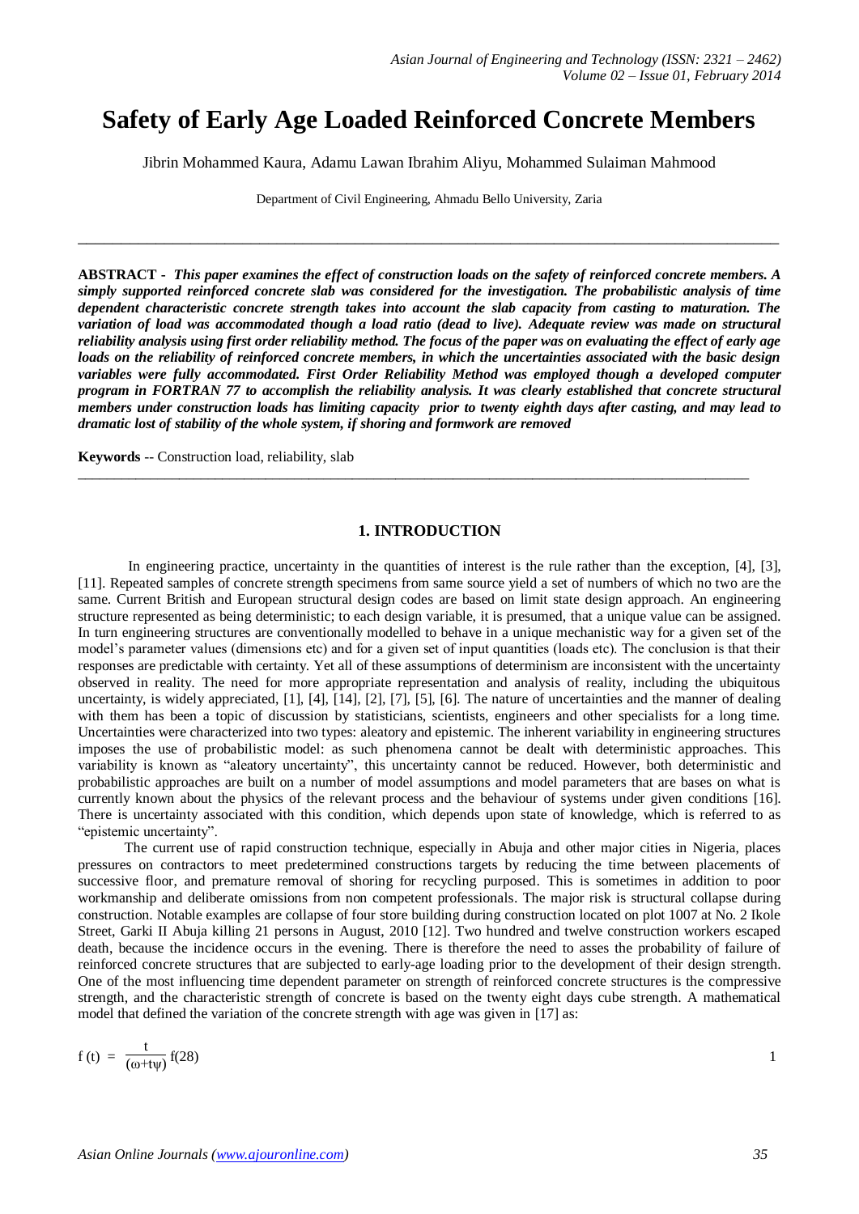# Safety of Early Age Loaded Reinforced Concrete Members

Jibrin Mohammed Kaura, Adamu Lawan Ibrahim Aliyu, Mohammed Sulaiman Mahmood

Department of Civil Engineering, Ahmadu Bello University, Zaria

---

**ABSTRACT -** ***This paper examines the effect of construction loads on the safety of reinforced concrete members. A simply supported reinforced concrete slab was considered for the investigation. The probabilistic analysis of time dependent characteristic concrete strength takes into account the slab capacity from casting to maturation. The variation of load was accommodated though a load ratio (dead to live). Adequate review was made on structural reliability analysis using first order reliability method. The focus of the paper was on evaluating the effect of early age loads on the reliability of reinforced concrete members, in which the uncertainties associated with the basic design variables were fully accommodated. First Order Reliability Method was employed though a developed computer program in FORTRAN 77 to accomplish the reliability analysis. It was clearly established that concrete structural members under construction loads has limiting capacity prior to twenty eighth days after casting, and may lead to dramatic lost of stability of the whole system, if shoring and formwork are removed***

**Keywords** -- Construction load, reliability, slab

---

## 1. INTRODUCTION

In engineering practice, uncertainty in the quantities of interest is the rule rather than the exception, [4], [3], [11]. Repeated samples of concrete strength specimens from same source yield a set of numbers of which no two are the same. Current British and European structural design codes are based on limit state design approach. An engineering structure represented as being deterministic; to each design variable, it is presumed, that a unique value can be assigned. In turn engineering structures are conventionally modelled to behave in a unique mechanistic way for a given set of the model's parameter values (dimensions etc) and for a given set of input quantities (loads etc). The conclusion is that their responses are predictable with certainty. Yet all of these assumptions of determinism are inconsistent with the uncertainty observed in reality. The need for more appropriate representation and analysis of reality, including the ubiquitous uncertainty, is widely appreciated, [1], [4], [14], [2], [7], [5], [6]. The nature of uncertainties and the manner of dealing with them has been a topic of discussion by statisticians, scientists, engineers and other specialists for a long time. Uncertainties were characterized into two types: aleatory and epistemic. The inherent variability in engineering structures imposes the use of probabilistic model: as such phenomena cannot be dealt with deterministic approaches. This variability is known as "aleatory uncertainty", this uncertainty cannot be reduced. However, both deterministic and probabilistic approaches are built on a number of model assumptions and model parameters that are bases on what is currently known about the physics of the relevant process and the behaviour of systems under given conditions [16]. There is uncertainty associated with this condition, which depends upon state of knowledge, which is referred to as "epistemic uncertainty".

The current use of rapid construction technique, especially in Abuja and other major cities in Nigeria, places pressures on contractors to meet predetermined constructions targets by reducing the time between placements of successive floor, and premature removal of shoring for recycling purposed. This is sometimes in addition to poor workmanship and deliberate omissions from non competent professionals. The major risk is structural collapse during construction. Notable examples are collapse of four store building during construction located on plot 1007 at No. 2 Ikole Street, Garki II Abuja killing 21 persons in August, 2010 [12]. Two hundred and twelve construction workers escaped death, because the incidence occurs in the evening. There is therefore the need to asses the probability of failure of reinforced concrete structures that are subjected to early-age loading prior to the development of their design strength. One of the most influencing time dependent parameter on strength of reinforced concrete structures is the compressive strength, and the characteristic strength of concrete is based on the twenty eight days cube strength. A mathematical model that defined the variation of the concrete strength with age was given in [17] as:

$$f(t) = \frac{t}{(\omega + t\psi)} f(28) \qquad 1$$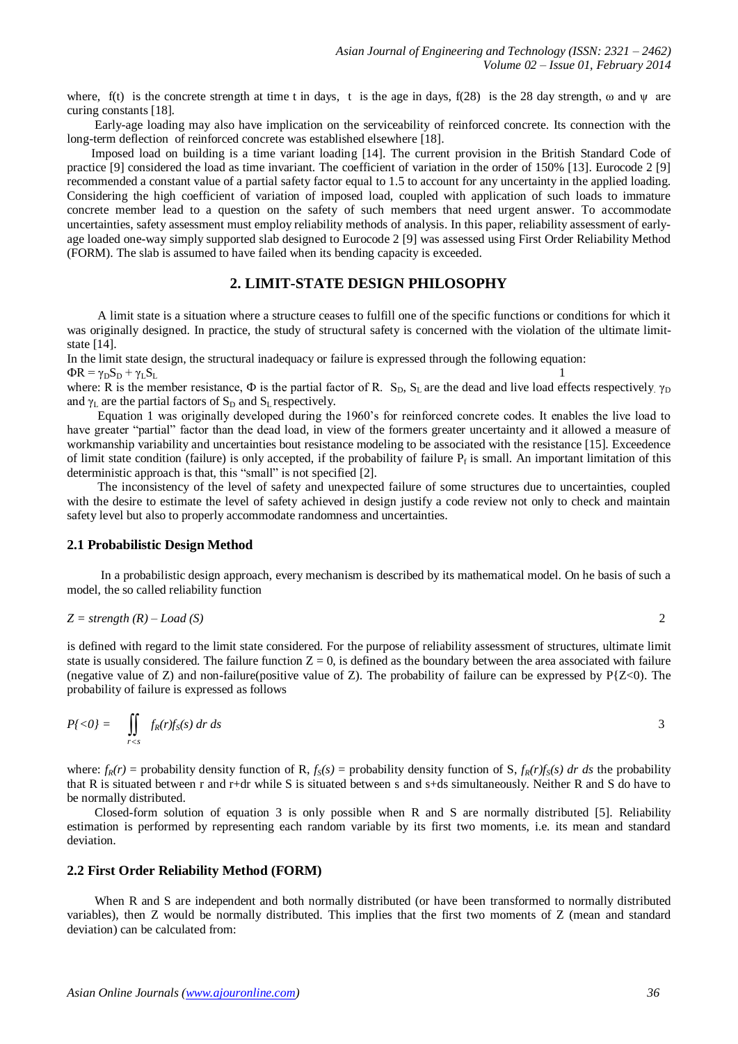where, $f(t)$ is the concrete strength at time t in days, t is the age in days, $f(28)$ is the 28 day strength, $\omega$ and $\psi$ are curing constants [18].

Early-age loading may also have implication on the serviceability of reinforced concrete. Its connection with the long-term deflection of reinforced concrete was established elsewhere [18].

Imposed load on building is a time variant loading [14]. The current provision in the British Standard Code of practice [9] considered the load as time invariant. The coefficient of variation in the order of 150% [13]. Eurocode 2 [9] recommended a constant value of a partial safety factor equal to 1.5 to account for any uncertainty in the applied loading. Considering the high coefficient of variation of imposed load, coupled with application of such loads to immature concrete member lead to a question on the safety of such members that need urgent answer. To accommodate uncertainties, safety assessment must employ reliability methods of analysis. In this paper, reliability assessment of early-age loaded one-way simply supported slab designed to Eurocode 2 [9] was assessed using First Order Reliability Method (FORM). The slab is assumed to have failed when its bending capacity is exceeded.

## 2. LIMIT-STATE DESIGN PHILOSOPHY

A limit state is a situation where a structure ceases to fulfill one of the specific functions or conditions for which it was originally designed. In practice, the study of structural safety is concerned with the violation of the ultimate limit-state [14].

In the limit state design, the structural inadequacy or failure is expressed through the following equation:

$$\Phi R = \gamma_D S_D + \gamma_L S_L \quad 1$$

where: R is the member resistance, $\Phi$ is the partial factor of R. $S_D$, $S_L$ are the dead and live load effects respectively. $\gamma_D$ and $\gamma_L$ are the partial factors of $S_D$ and $S_L$ respectively.

Equation 1 was originally developed during the 1960's for reinforced concrete codes. It enables the live load to have greater "partial" factor than the dead load, in view of the formers greater uncertainty and it allowed a measure of workmanship variability and uncertainties bout resistance modeling to be associated with the resistance [15]. Exceedence of limit state condition (failure) is only accepted, if the probability of failure $P_f$ is small. An important limitation of this deterministic approach is that, this "small" is not specified [2].

The inconsistency of the level of safety and unexpected failure of some structures due to uncertainties, coupled with the desire to estimate the level of safety achieved in design justify a code review not only to check and maintain safety level but also to properly accommodate randomness and uncertainties.

### 2.1 Probabilistic Design Method

In a probabilistic design approach, every mechanism is described by its mathematical model. On he basis of such a model, the so called reliability function

$$Z = strength\ (R) - Load\ (S) \quad 2$$

is defined with regard to the limit state considered. For the purpose of reliability assessment of structures, ultimate limit state is usually considered. The failure function $Z = 0$, is defined as the boundary between the area associated with failure (negative value of Z) and non-failure(positive value of Z). The probability of failure can be expressed by $P\{Z<0\}$. The probability of failure is expressed as follows

$$P\{<0\} = \iint_{r<s} f_R(r) f_S(s)\, dr\, ds \quad 3$$

where: $f_R(r)$ = probability density function of R, $f_S(s)$ = probability density function of S, $f_R(r)f_S(s)\, dr\, ds$ the probability that R is situated between r and r+dr while S is situated between s and s+ds simultaneously. Neither R and S do have to be normally distributed.

Closed-form solution of equation 3 is only possible when R and S are normally distributed [5]. Reliability estimation is performed by representing each random variable by its first two moments, i.e. its mean and standard deviation.

### 2.2 First Order Reliability Method (FORM)

When R and S are independent and both normally distributed (or have been transformed to normally distributed variables), then Z would be normally distributed. This implies that the first two moments of Z (mean and standard deviation) can be calculated from: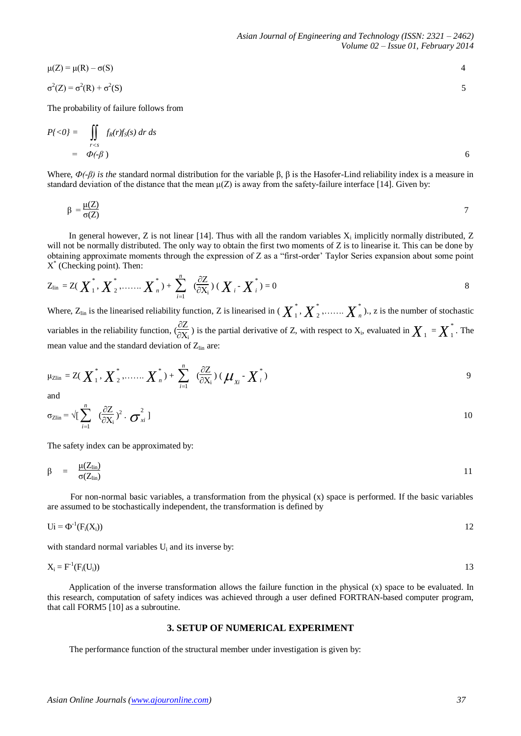$$\mu(Z) = \mu(R) - \sigma(S) \tag{4}$$

$$\sigma^2(Z) = \sigma^2(R) + \sigma^2(S) \tag{5}$$

The probability of failure follows from

$$P\{<0\} = \iint_{r<s} f_R(r) f_S(s)\, dr\, ds$$
$$= \Phi(-\beta) \tag{6}$$

Where, *$\Phi(-\beta)$ is the* standard normal distribution for the variable β, β is the Hasofer-Lind reliability index is a measure in standard deviation of the distance that the mean $\mu(Z)$ is away from the safety-failure interface [14]. Given by:

$$\beta = \frac{\mu(Z)}{\sigma(Z)} \tag{7}$$

In general however, Z is not linear [14]. Thus with all the random variables $X_i$ implicitly normally distributed, Z will not be normally distributed. The only way to obtain the first two moments of Z is to linearise it. This can be done by obtaining approximate moments through the expression of Z as a "first-order' Taylor Series expansion about some point $X^*$ (Checking point). Then:

$$Z_{lin} = Z(X_1^*, X_2^*, \ldots\ldots X_n^*) + \sum_{i=1}^{n} \left(\frac{\partial Z}{\partial X_i}\right)(X_i - X_i^*) = 0 \tag{8}$$

Where, $Z_{lin}$ is the linearised reliability function, Z is linearised in ($X_1^*, X_2^*, \ldots\ldots X_n^*$)., z is the number of stochastic variables in the reliability function, $(\frac{\partial Z}{\partial X_i})$ is the partial derivative of Z, with respect to $X_i$, evaluated in $X_1 = X_1^*$. The mean value and the standard deviation of $Z_{lin}$ are:

$$\mu_{Zlin} = Z(X_1^*, X_2^*, \ldots\ldots X_n^*) + \sum_{i=1}^{n} \left(\frac{\partial Z}{\partial X_i}\right)(\mu_{Xi} - X_i^*) \tag{9}$$

and

$$\sigma_{Zlin} = \sqrt{\left[\sum_{i=1}^{n} \left(\frac{\partial Z}{\partial X_i}\right)^2 \cdot \sigma_{xi}^2\right]} \tag{10}$$

The safety index can be approximated by:

$$\beta = \frac{\mu(Z_{lin})}{\sigma(Z_{lin})} \tag{11}$$

For non-normal basic variables, a transformation from the physical (x) space is performed. If the basic variables are assumed to be stochastically independent, the transformation is defined by

$$U_i = \Phi^{-1}(F_i(X_i)) \tag{12}$$

with standard normal variables $U_i$ and its inverse by:

$$X_i = F^{-1}(F_i(U_i)) \tag{13}$$

Application of the inverse transformation allows the failure function in the physical (x) space to be evaluated. In this research, computation of safety indices was achieved through a user defined FORTRAN-based computer program, that call FORM5 [10] as a subroutine.

## 3. SETUP OF NUMERICAL EXPERIMENT

The performance function of the structural member under investigation is given by: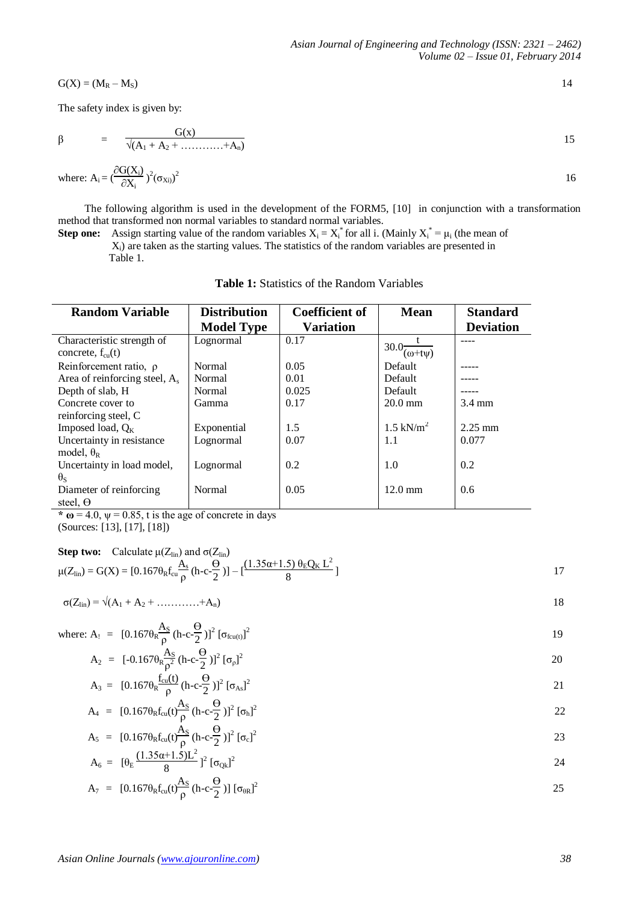$$G(X) = (M_R - M_S) \tag{14}$$

The safety index is given by:

$$\beta = \frac{G(x)}{\sqrt{(A_1 + A_2 + \ldots\ldots\ldots\ldots + A_n)}} \tag{15}$$

$$\text{where: } A_i = \left(\frac{\partial G(X_i)}{\partial X_i}\right)^2 (\sigma_{Xi})^2 \tag{16}$$

The following algorithm is used in the development of the FORM5, [10] in conjunction with a transformation method that transformed non normal variables to standard normal variables.

**Step one:** Assign starting value of the random variables $X_i = X_i^*$ for all i. (Mainly $X_i^* = \mu_i$ (the mean of $X_i$) are taken as the starting values. The statistics of the random variables are presented in Table 1.

**Table 1:** Statistics of the Random Variables

| Random Variable | Distribution Model Type | Coefficient of Variation | Mean | Standard Deviation |
|---|---|---|---|---|
| Characteristic strength of concrete, $f_{cu}(t)$ | Lognormal | 0.17 | $30.0\frac{t}{(\omega+t\psi)}$ | ---- |
| Reinforcement ratio, $\rho$ | Normal | 0.05 | Default | ----- |
| Area of reinforcing steel, $A_s$ | Normal | 0.01 | Default | ----- |
| Depth of slab, H | Normal | 0.025 | Default | ----- |
| Concrete cover to reinforcing steel, C | Gamma | 0.17 | 20.0 mm | 3.4 mm |
| Imposed load, $Q_K$ | Exponential | 1.5 | 1.5 kN/m$^2$ | 2.25 mm |
| Uncertainty in resistance model, $\theta_R$ | Lognormal | 0.07 | 1.1 | 0.077 |
| Uncertainty in load model, $\theta_S$ | Lognormal | 0.2 | 1.0 | 0.2 |
| Diameter of reinforcing steel, $\Theta$ | Normal | 0.05 | 12.0 mm | 0.6 |

* $\omega = 4.0$, $\psi = 0.85$, t is the age of concrete in days
(Sources: [13], [17], [18])

**Step two:** Calculate $\mu(Z_{lin})$ and $\sigma(Z_{lin})$

$$\mu(Z_{lin}) = G(X) = [0.167\theta_R f_{cu}\frac{A_s}{\rho}(h-c-\frac{\Theta}{2})] - [\frac{(1.35\alpha+1.5)\,\theta_E Q_K L^2}{8}] \tag{17}$$

$$\sigma(Z_{lin}) = \sqrt{(A_1 + A_2 + \ldots\ldots\ldots\ldots + A_n)} \tag{18}$$

$$\text{where: } A_1 = [0.167\theta_R\frac{A_S}{\rho}(h-c-\frac{\Theta}{2})]^2\,[\sigma_{fcu(t)}]^2 \tag{19}$$

$$A_2 = [-0.167\theta_R\frac{A_S}{\rho^2}(h-c-\frac{\Theta}{2})]^2\,[\sigma_\rho]^2 \tag{20}$$

$$A_3 = [0.167\theta_R\frac{f_{cu}(t)}{\rho}(h-c-\frac{\Theta}{2})]^2\,[\sigma_{As}]^2 \tag{21}$$

$$A_4 = [0.167\theta_R f_{cu}(t)\frac{A_S}{\rho}(h-c-\frac{\Theta}{2})]^2\,[\sigma_h]^2 \tag{22}$$

$$A_5 = [0.167\theta_R f_{cu}(t)\frac{A_S}{\rho}(h-c-\frac{\Theta}{2})]^2\,[\sigma_c]^2 \tag{23}$$

$$A_6 = [\theta_E\frac{(1.35\alpha+1.5)L^2}{8}]^2\,[\sigma_{Qk}]^2 \tag{24}$$

$$A_7 = [0.167\theta_R f_{cu}(t)\frac{A_S}{\rho}(h-c-\frac{\Theta}{2})]\,[\sigma_{\theta R}]^2 \tag{25}$$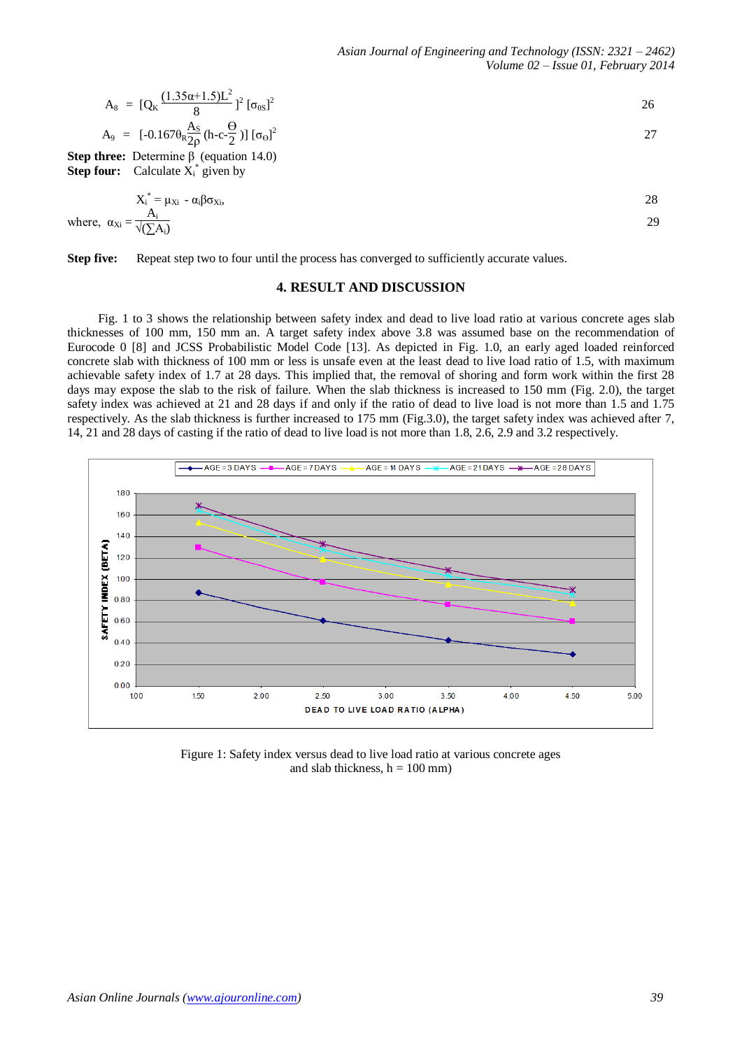$$A_8 = [Q_K \frac{(1.35\alpha+1.5)L^2}{8}]^2 [\sigma_{\theta S}]^2 \quad (26)$$

$$A_9 = [-0.167\theta_R \frac{A_S}{2\rho}(h-c-\frac{\Theta}{2})] [\sigma_\Theta]^2 \quad (27)$$

**Step three:** Determine β (equation 14.0)

**Step four:** Calculate $X_i^*$ given by

$$X_i^* = \mu_{Xi} - \alpha_i \beta \sigma_{Xi}, \quad (28)$$

where, $$\alpha_{Xi} = \frac{A_i}{\sqrt{(\sum A_i)}} \quad (29)$$

**Step five:** Repeat step two to four until the process has converged to sufficiently accurate values.

## 4. RESULT AND DISCUSSION

Fig. 1 to 3 shows the relationship between safety index and dead to live load ratio at various concrete ages slab thicknesses of 100 mm, 150 mm an. A target safety index above 3.8 was assumed base on the recommendation of Eurocode 0 [8] and JCSS Probabilistic Model Code [13]. As depicted in Fig. 1.0, an early aged loaded reinforced concrete slab with thickness of 100 mm or less is unsafe even at the least dead to live load ratio of 1.5, with maximum achievable safety index of 1.7 at 28 days. This implied that, the removal of shoring and form work within the first 28 days may expose the slab to the risk of failure. When the slab thickness is increased to 150 mm (Fig. 2.0), the target safety index was achieved at 21 and 28 days if and only if the ratio of dead to live load is not more than 1.5 and 1.75 respectively. As the slab thickness is further increased to 175 mm (Fig.3.0), the target safety index was achieved after 7, 14, 21 and 28 days of casting if the ratio of dead to live load is not more than 1.8, 2.6, 2.9 and 3.2 respectively.

Figure 1: Safety index versus dead to live load ratio at various concrete ages and slab thickness, h = 100 mm)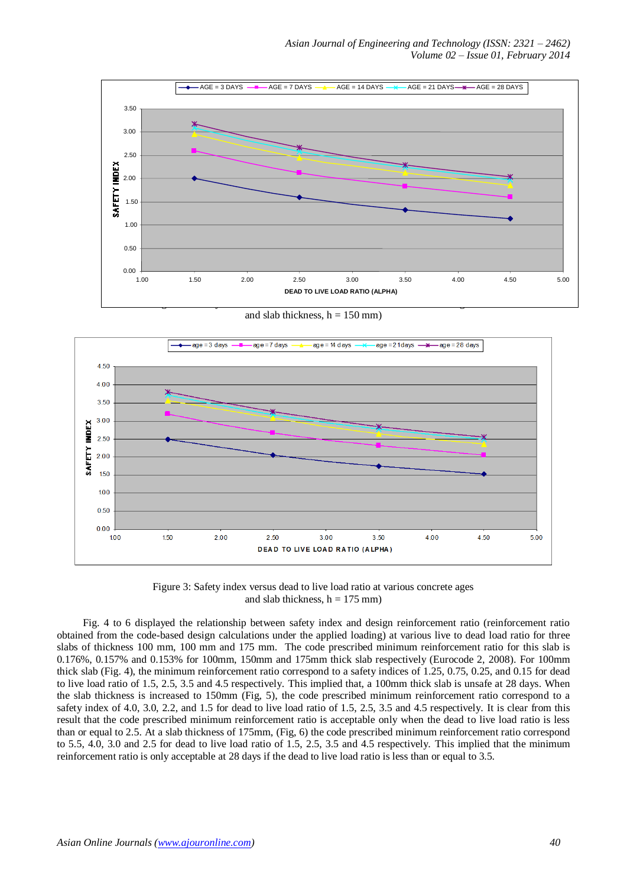and slab thickness, h = 150 mm)

Figure 3: Safety index versus dead to live load ratio at various concrete ages and slab thickness, h = 175 mm)

Fig. 4 to 6 displayed the relationship between safety index and design reinforcement ratio (reinforcement ratio obtained from the code-based design calculations under the applied loading) at various live to dead load ratio for three slabs of thickness 100 mm, 100 mm and 175 mm. The code prescribed minimum reinforcement ratio for this slab is 0.176%, 0.157% and 0.153% for 100mm, 150mm and 175mm thick slab respectively (Eurocode 2, 2008). For 100mm thick slab (Fig. 4), the minimum reinforcement ratio correspond to a safety indices of 1.25, 0.75, 0.25, and 0.15 for dead to live load ratio of 1.5, 2.5, 3.5 and 4.5 respectively. This implied that, a 100mm thick slab is unsafe at 28 days. When the slab thickness is increased to 150mm (Fig, 5), the code prescribed minimum reinforcement ratio correspond to a safety index of 4.0, 3.0, 2.2, and 1.5 for dead to live load ratio of 1.5, 2.5, 3.5 and 4.5 respectively. It is clear from this result that the code prescribed minimum reinforcement ratio is acceptable only when the dead to live load ratio is less than or equal to 2.5. At a slab thickness of 175mm, (Fig, 6) the code prescribed minimum reinforcement ratio correspond to 5.5, 4.0, 3.0 and 2.5 for dead to live load ratio of 1.5, 2.5, 3.5 and 4.5 respectively. This implied that the minimum reinforcement ratio is only acceptable at 28 days if the dead to live load ratio is less than or equal to 3.5.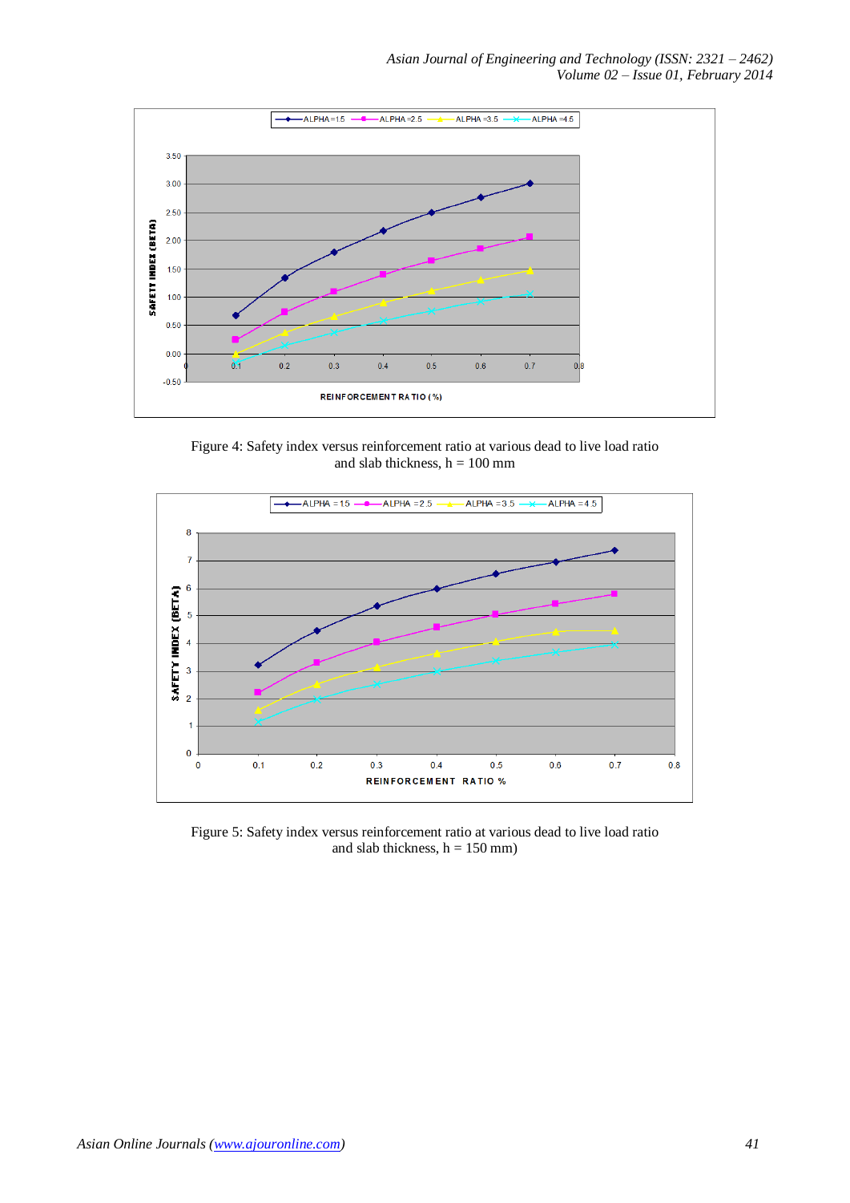Figure 4: Safety index versus reinforcement ratio at various dead to live load ratio and slab thickness, h = 100 mm

Figure 5: Safety index versus reinforcement ratio at various dead to live load ratio and slab thickness, h = 150 mm)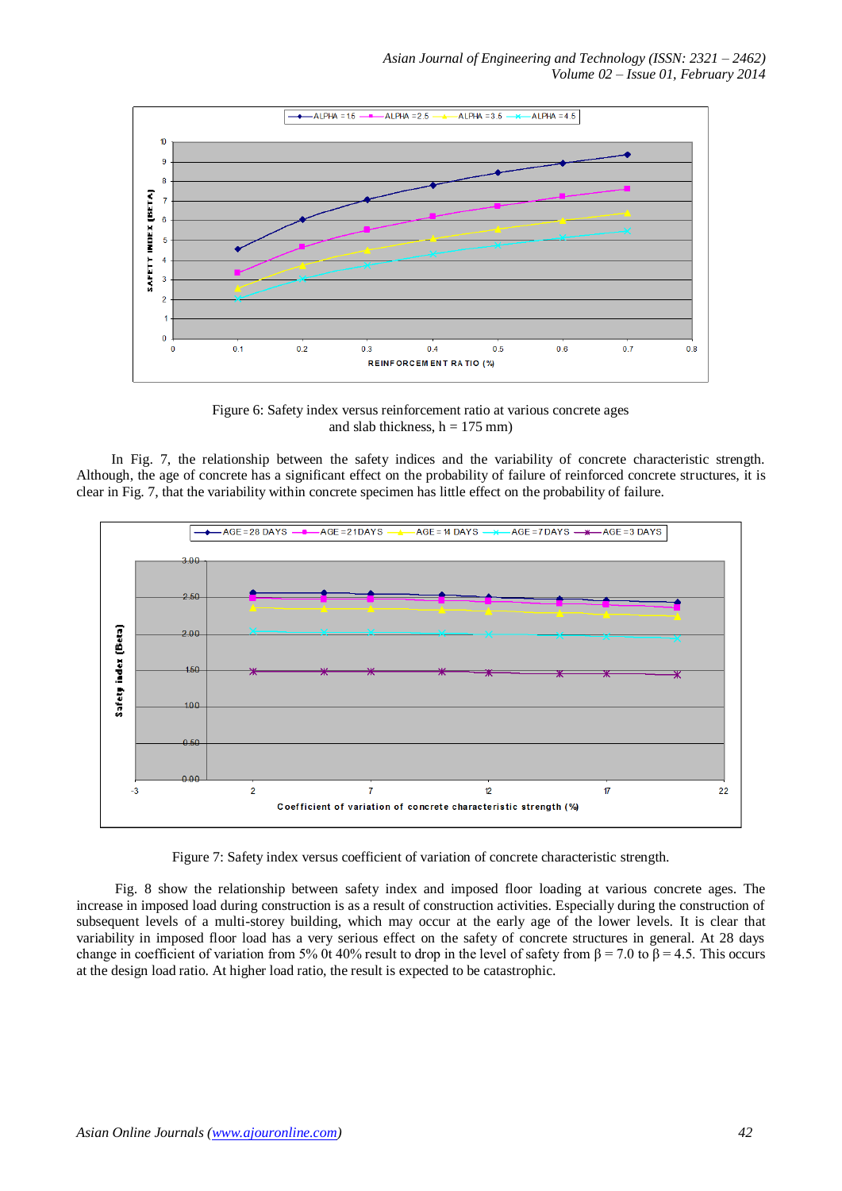Figure 6: Safety index versus reinforcement ratio at various concrete ages and slab thickness, h = 175 mm)

In Fig. 7, the relationship between the safety indices and the variability of concrete characteristic strength. Although, the age of concrete has a significant effect on the probability of failure of reinforced concrete structures, it is clear in Fig. 7, that the variability within concrete specimen has little effect on the probability of failure.

Figure 7: Safety index versus coefficient of variation of concrete characteristic strength.

Fig. 8 show the relationship between safety index and imposed floor loading at various concrete ages. The increase in imposed load during construction is as a result of construction activities. Especially during the construction of subsequent levels of a multi-storey building, which may occur at the early age of the lower levels. It is clear that variability in imposed floor load has a very serious effect on the safety of concrete structures in general. At 28 days change in coefficient of variation from 5% 0t 40% result to drop in the level of safety from β = 7.0 to β = 4.5. This occurs at the design load ratio. At higher load ratio, the result is expected to be catastrophic.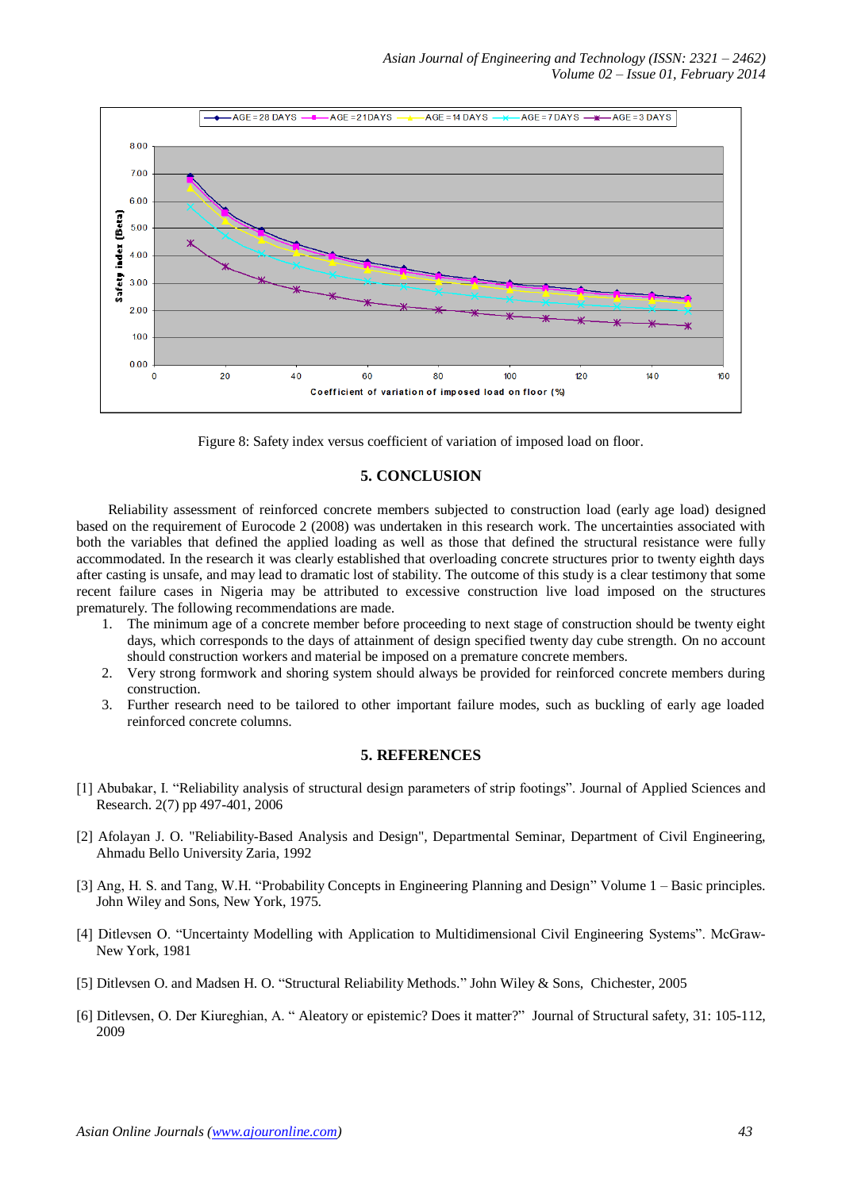Figure 8: Safety index versus coefficient of variation of imposed load on floor.

## 5. CONCLUSION

Reliability assessment of reinforced concrete members subjected to construction load (early age load) designed based on the requirement of Eurocode 2 (2008) was undertaken in this research work. The uncertainties associated with both the variables that defined the applied loading as well as those that defined the structural resistance were fully accommodated. In the research it was clearly established that overloading concrete structures prior to twenty eighth days after casting is unsafe, and may lead to dramatic lost of stability. The outcome of this study is a clear testimony that some recent failure cases in Nigeria may be attributed to excessive construction live load imposed on the structures prematurely. The following recommendations are made.

1. The minimum age of a concrete member before proceeding to next stage of construction should be twenty eight days, which corresponds to the days of attainment of design specified twenty day cube strength. On no account should construction workers and material be imposed on a premature concrete members.
2. Very strong formwork and shoring system should always be provided for reinforced concrete members during construction.
3. Further research need to be tailored to other important failure modes, such as buckling of early age loaded reinforced concrete columns.

## 5. REFERENCES

[1] Abubakar, I. "Reliability analysis of structural design parameters of strip footings". Journal of Applied Sciences and Research. 2(7) pp 497-401, 2006

[2] Afolayan J. O. "Reliability-Based Analysis and Design", Departmental Seminar, Department of Civil Engineering, Ahmadu Bello University Zaria, 1992

[3] Ang, H. S. and Tang, W.H. "Probability Concepts in Engineering Planning and Design" Volume 1 – Basic principles. John Wiley and Sons, New York, 1975.

[4] Ditlevsen O. "Uncertainty Modelling with Application to Multidimensional Civil Engineering Systems". McGraw-New York, 1981

[5] Ditlevsen O. and Madsen H. O. "Structural Reliability Methods." John Wiley & Sons, Chichester, 2005

[6] Ditlevsen, O. Der Kiureghian, A. " Aleatory or epistemic? Does it matter?" Journal of Structural safety, 31: 105-112, 2009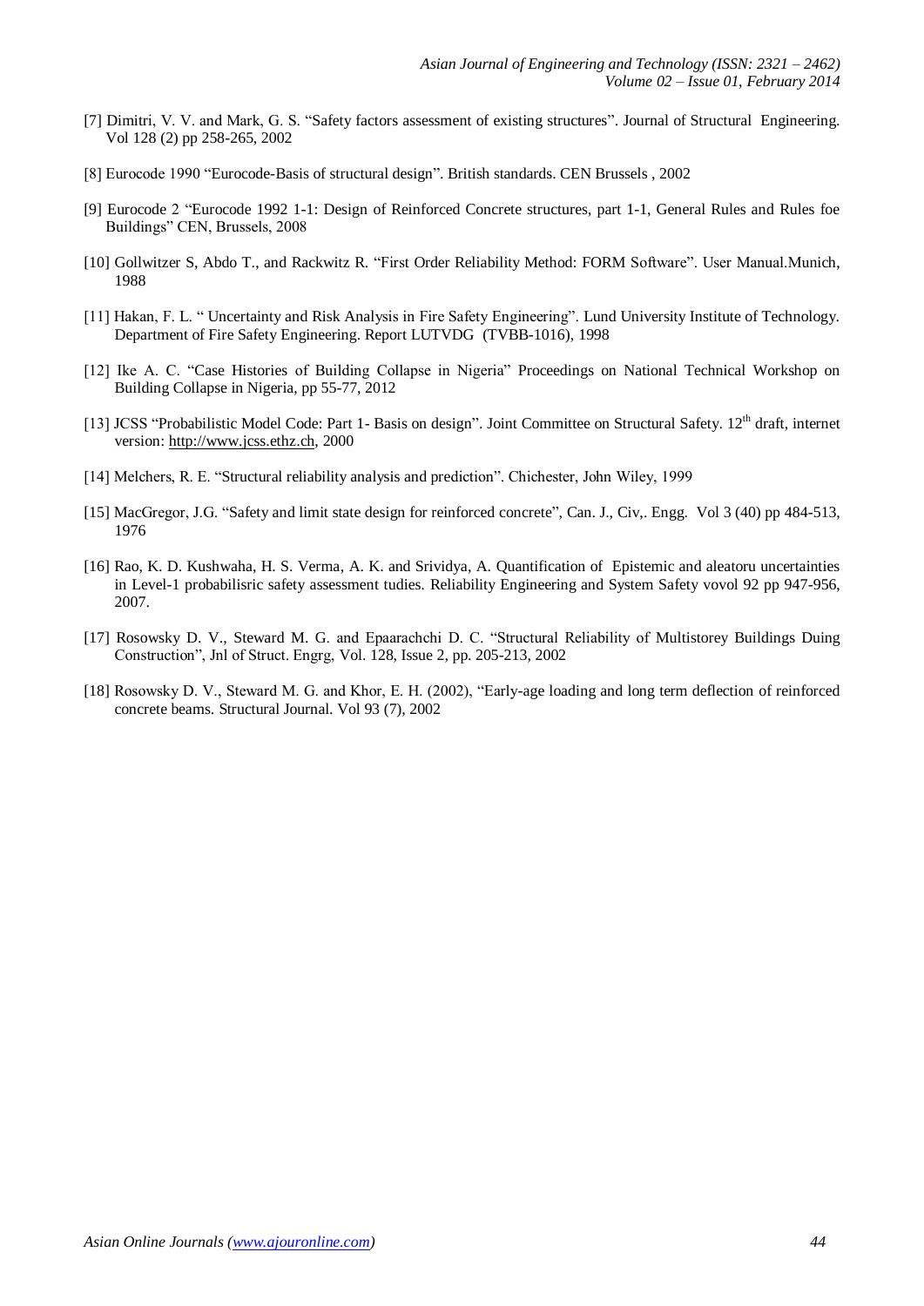[7] Dimitri, V. V. and Mark, G. S. "Safety factors assessment of existing structures". Journal of Structural Engineering. Vol 128 (2) pp 258-265, 2002

[8] Eurocode 1990 "Eurocode-Basis of structural design". British standards. CEN Brussels , 2002

[9] Eurocode 2 "Eurocode 1992 1-1: Design of Reinforced Concrete structures, part 1-1, General Rules and Rules foe Buildings" CEN, Brussels, 2008

[10] Gollwitzer S, Abdo T., and Rackwitz R. "First Order Reliability Method: FORM Software". User Manual.Munich, 1988

[11] Hakan, F. L. " Uncertainty and Risk Analysis in Fire Safety Engineering". Lund University Institute of Technology. Department of Fire Safety Engineering. Report LUTVDG (TVBB-1016), 1998

[12] Ike A. C. "Case Histories of Building Collapse in Nigeria" Proceedings on National Technical Workshop on Building Collapse in Nigeria, pp 55-77, 2012

[13] JCSS "Probabilistic Model Code: Part 1- Basis on design". Joint Committee on Structural Safety. 12th draft, internet version: http://www.jcss.ethz.ch, 2000

[14] Melchers, R. E. "Structural reliability analysis and prediction". Chichester, John Wiley, 1999

[15] MacGregor, J.G. "Safety and limit state design for reinforced concrete", Can. J., Civ,. Engg. Vol 3 (40) pp 484-513, 1976

[16] Rao, K. D. Kushwaha, H. S. Verma, A. K. and Srividya, A. Quantification of Epistemic and aleatoru uncertainties in Level-1 probabilisric safety assessment tudies. Reliability Engineering and System Safety vovol 92 pp 947-956, 2007.

[17] Rosowsky D. V., Steward M. G. and Epaarachchi D. C. "Structural Reliability of Multistorey Buildings Duing Construction", Jnl of Struct. Engrg, Vol. 128, Issue 2, pp. 205-213, 2002

[18] Rosowsky D. V., Steward M. G. and Khor, E. H. (2002), "Early-age loading and long term deflection of reinforced concrete beams. Structural Journal. Vol 93 (7), 2002